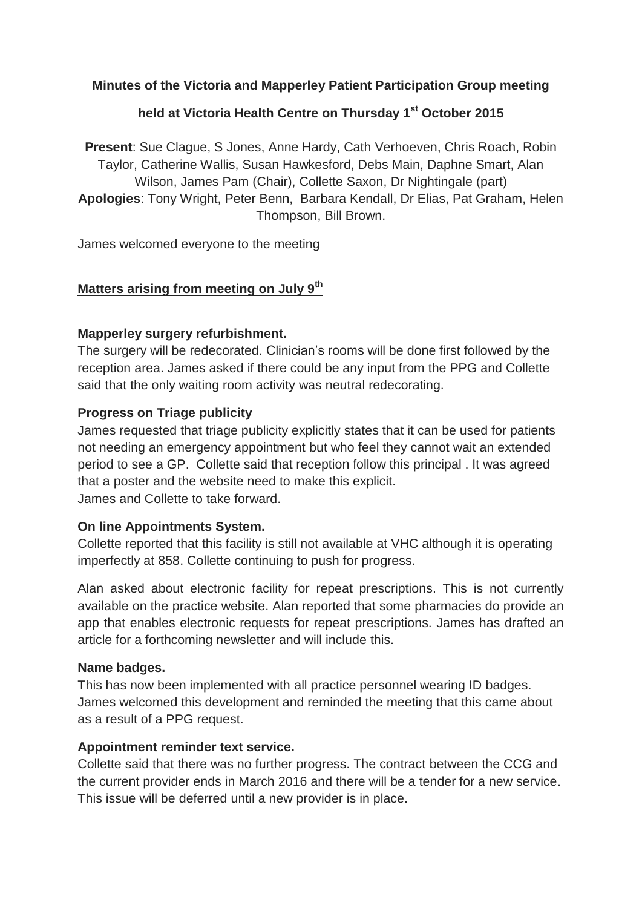**Minutes of the Victoria and Mapperley Patient Participation Group meeting**

**held at Victoria Health Centre on Thursday 1st October 2015**

**Present**: Sue Clague, S Jones, Anne Hardy, Cath Verhoeven, Chris Roach, Robin Taylor, Catherine Wallis, Susan Hawkesford, Debs Main, Daphne Smart, Alan Wilson, James Pam (Chair), Collette Saxon, Dr Nightingale (part)
**Apologies**: Tony Wright, Peter Benn, Barbara Kendall, Dr Elias, Pat Graham, Helen Thompson, Bill Brown.

James welcomed everyone to the meeting

## Matters arising from meeting on July 9th

### Mapperley surgery refurbishment.

The surgery will be redecorated. Clinician's rooms will be done first followed by the reception area. James asked if there could be any input from the PPG and Collette said that the only waiting room activity was neutral redecorating.

### Progress on Triage publicity

James requested that triage publicity explicitly states that it can be used for patients not needing an emergency appointment but who feel they cannot wait an extended period to see a GP. Collette said that reception follow this principal . It was agreed that a poster and the website need to make this explicit.
James and Collette to take forward.

### On line Appointments System.

Collette reported that this facility is still not available at VHC although it is operating imperfectly at 858. Collette continuing to push for progress.

Alan asked about electronic facility for repeat prescriptions. This is not currently available on the practice website. Alan reported that some pharmacies do provide an app that enables electronic requests for repeat prescriptions. James has drafted an article for a forthcoming newsletter and will include this.

### Name badges.

This has now been implemented with all practice personnel wearing ID badges. James welcomed this development and reminded the meeting that this came about as a result of a PPG request.

### Appointment reminder text service.

Collette said that there was no further progress. The contract between the CCG and the current provider ends in March 2016 and there will be a tender for a new service. This issue will be deferred until a new provider is in place.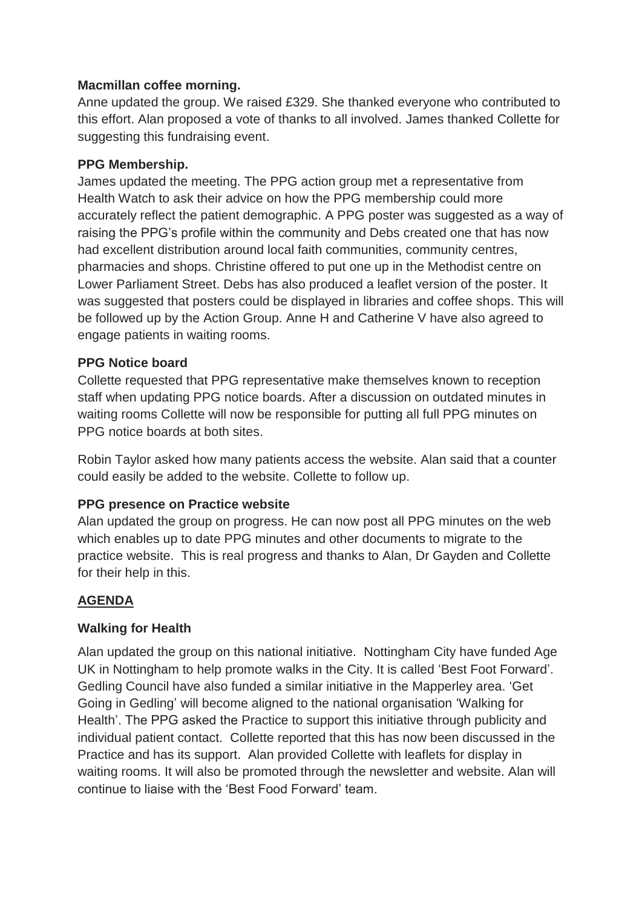**Macmillan coffee morning.**

Anne updated the group. We raised £329. She thanked everyone who contributed to this effort. Alan proposed a vote of thanks to all involved. James thanked Collette for suggesting this fundraising event.

**PPG Membership.**

James updated the meeting. The PPG action group met a representative from Health Watch to ask their advice on how the PPG membership could more accurately reflect the patient demographic. A PPG poster was suggested as a way of raising the PPG's profile within the community and Debs created one that has now had excellent distribution around local faith communities, community centres, pharmacies and shops. Christine offered to put one up in the Methodist centre on Lower Parliament Street. Debs has also produced a leaflet version of the poster. It was suggested that posters could be displayed in libraries and coffee shops. This will be followed up by the Action Group. Anne H and Catherine V have also agreed to engage patients in waiting rooms.

**PPG Notice board**

Collette requested that PPG representative make themselves known to reception staff when updating PPG notice boards. After a discussion on outdated minutes in waiting rooms Collette will now be responsible for putting all full PPG minutes on PPG notice boards at both sites.

Robin Taylor asked how many patients access the website. Alan said that a counter could easily be added to the website. Collette to follow up.

**PPG presence on Practice website**

Alan updated the group on progress. He can now post all PPG minutes on the web which enables up to date PPG minutes and other documents to migrate to the practice website. This is real progress and thanks to Alan, Dr Gayden and Collette for their help in this.

**AGENDA**

**Walking for Health**

Alan updated the group on this national initiative. Nottingham City have funded Age UK in Nottingham to help promote walks in the City. It is called 'Best Foot Forward'. Gedling Council have also funded a similar initiative in the Mapperley area. 'Get Going in Gedling' will become aligned to the national organisation 'Walking for Health'. The PPG asked the Practice to support this initiative through publicity and individual patient contact. Collette reported that this has now been discussed in the Practice and has its support. Alan provided Collette with leaflets for display in waiting rooms. It will also be promoted through the newsletter and website. Alan will continue to liaise with the 'Best Food Forward' team.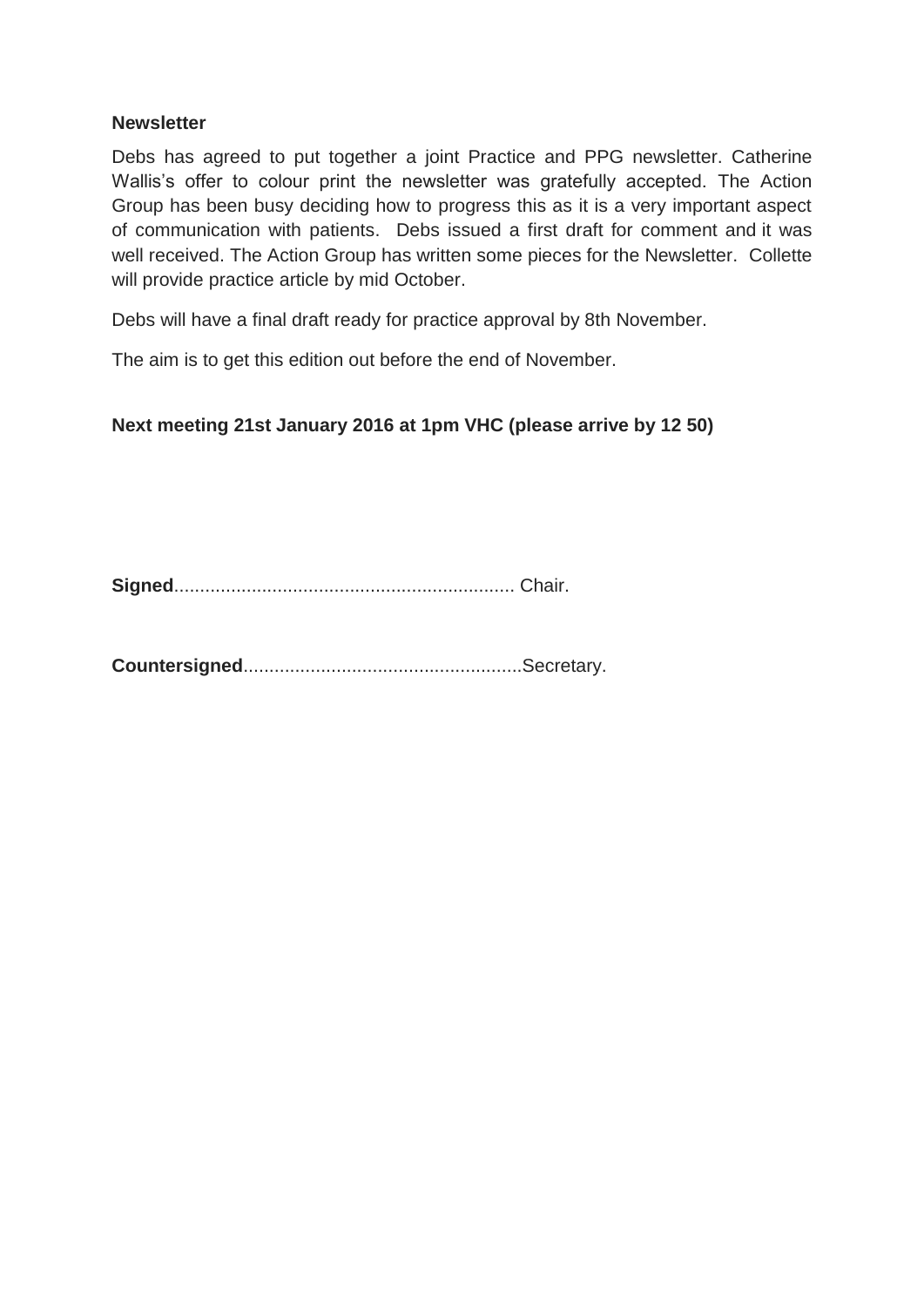**Newsletter**

Debs has agreed to put together a joint Practice and PPG newsletter. Catherine Wallis's offer to colour print the newsletter was gratefully accepted. The Action Group has been busy deciding how to progress this as it is a very important aspect of communication with patients. Debs issued a first draft for comment and it was well received. The Action Group has written some pieces for the Newsletter. Collette will provide practice article by mid October.

Debs will have a final draft ready for practice approval by 8th November.

The aim is to get this edition out before the end of November.

**Next meeting 21st January 2016 at 1pm VHC (please arrive by 12 50)**

**Signed**................................................................. Chair.

**Countersigned**.....................................................Secretary.